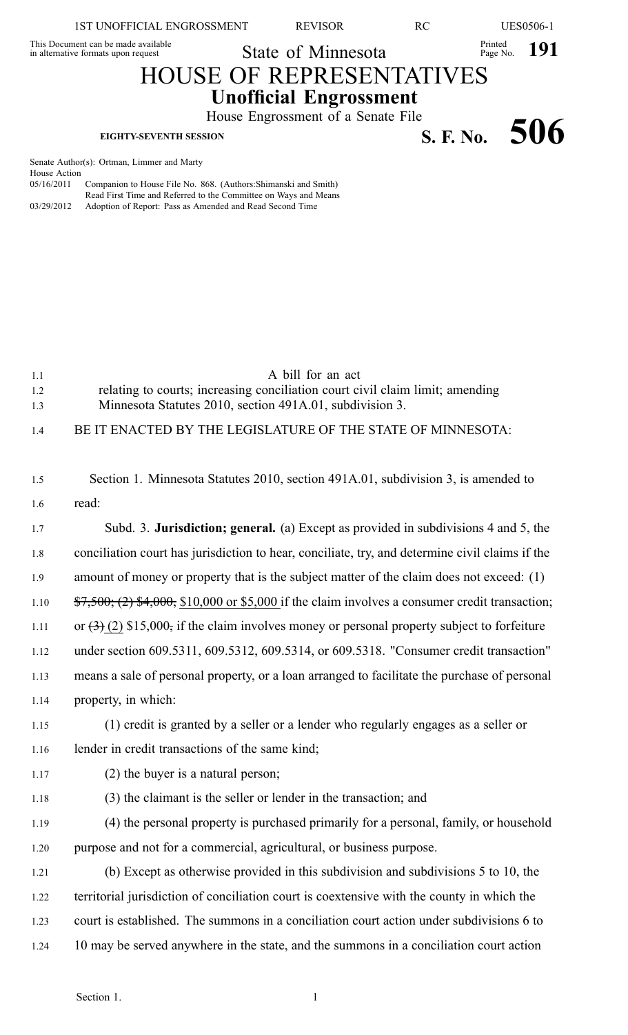This Document can be made available in alternative formats upon request

State of Minnesota

# HOUSE OF REPRESENTATIVES

## Unofficial Engrossment

House Engrossment of a Senate File

**EIGHTY-SEVENTH SESSION**

# S. F. No. 506

Senate Author(s): Ortman, Limmer and Marty

House Action

05/16/2011 Companion to House File No. 868. (Authors:Shimanski and Smith)
Read First Time and Referred to the Committee on Ways and Means

03/29/2012 Adoption of Report: Pass as Amended and Read Second Time

A bill for an act
relating to courts; increasing conciliation court civil claim limit; amending Minnesota Statutes 2010, section 491A.01, subdivision 3.

BE IT ENACTED BY THE LEGISLATURE OF THE STATE OF MINNESOTA:

Section 1. Minnesota Statutes 2010, section 491A.01, subdivision 3, is amended to read:

Subd. 3. **Jurisdiction; general.** (a) Except as provided in subdivisions 4 and 5, the conciliation court has jurisdiction to hear, conciliate, try, and determine civil claims if the amount of money or property that is the subject matter of the claim does not exceed: (1) ~~$7,500; (2) $4,000,~~ $10,000 or $5,000 if the claim involves a consumer credit transaction; or ~~(3)~~ (2) $15,000~~,~~ if the claim involves money or personal property subject to forfeiture under section 609.5311, 609.5312, 609.5314, or 609.5318. "Consumer credit transaction" means a sale of personal property, or a loan arranged to facilitate the purchase of personal property, in which:

(1) credit is granted by a seller or a lender who regularly engages as a seller or lender in credit transactions of the same kind;

(2) the buyer is a natural person;

(3) the claimant is the seller or lender in the transaction; and

(4) the personal property is purchased primarily for a personal, family, or household purpose and not for a commercial, agricultural, or business purpose.

(b) Except as otherwise provided in this subdivision and subdivisions 5 to 10, the territorial jurisdiction of conciliation court is coextensive with the county in which the court is established. The summons in a conciliation court action under subdivisions 6 to 10 may be served anywhere in the state, and the summons in a conciliation court action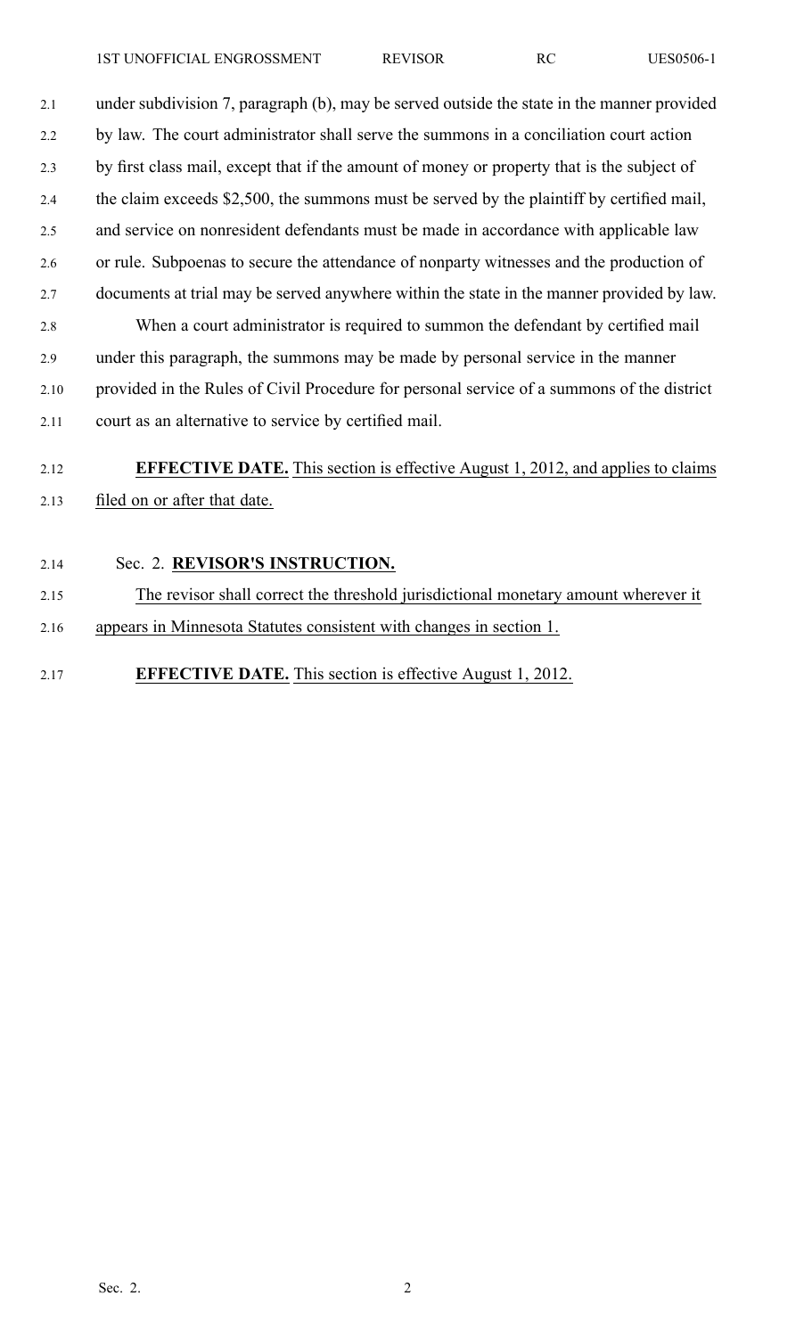under subdivision 7, paragraph (b), may be served outside the state in the manner provided by law. The court administrator shall serve the summons in a conciliation court action by first class mail, except that if the amount of money or property that is the subject of the claim exceeds $2,500, the summons must be served by the plaintiff by certified mail, and service on nonresident defendants must be made in accordance with applicable law or rule. Subpoenas to secure the attendance of nonparty witnesses and the production of documents at trial may be served anywhere within the state in the manner provided by law.

When a court administrator is required to summon the defendant by certified mail under this paragraph, the summons may be made by personal service in the manner provided in the Rules of Civil Procedure for personal service of a summons of the district court as an alternative to service by certified mail.

**EFFECTIVE DATE.** This section is effective August 1, 2012, and applies to claims filed on or after that date.

Sec. 2. **REVISOR'S INSTRUCTION.**

The revisor shall correct the threshold jurisdictional monetary amount wherever it appears in Minnesota Statutes consistent with changes in section 1.

**EFFECTIVE DATE.** This section is effective August 1, 2012.